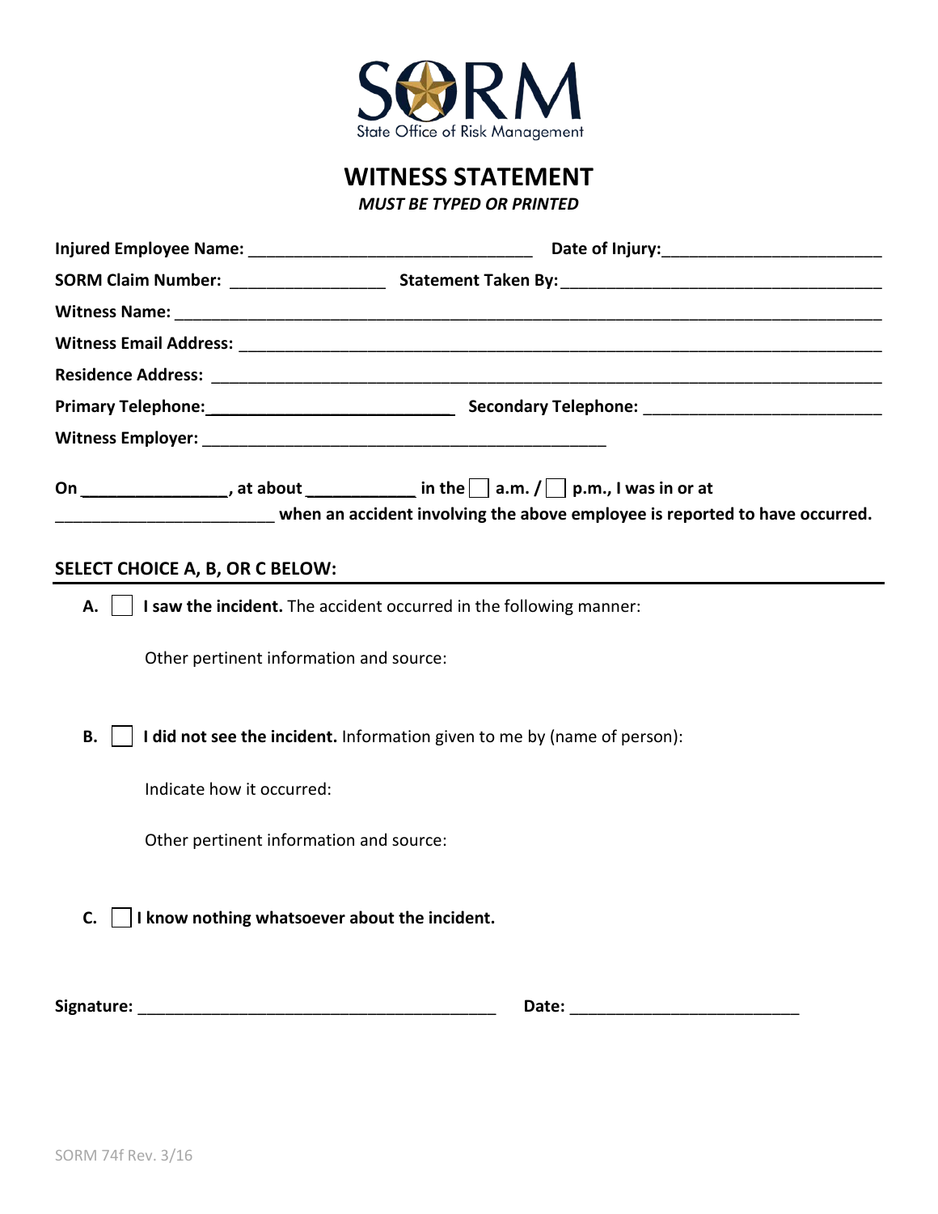SORM

State Office of Risk Management

# WITNESS STATEMENT

***MUST BE TYPED OR PRINTED***

**Injured Employee Name:** ________________________________ **Date of Injury:** ________________________

**SORM Claim Number:** _________________ **Statement Taken By:** ____________________________________

**Witness Name:** ________________________________________________________________________________

**Witness Email Address:** _________________________________________________________________________

**Residence Address:** ____________________________________________________________________________

**Primary Telephone:** ___________________________ **Secondary Telephone:** __________________________

**Witness Employer:** _____________________________________________

**On** ________________, **at about** ____________ **in the** ☐ **a.m. /** ☐ **p.m., I was in or at** ________________________ **when an accident involving the above employee is reported to have occurred.**

## SELECT CHOICE A, B, OR C BELOW:

**A.** ☐ **I saw the incident.** The accident occurred in the following manner:

Other pertinent information and source:

**B.** ☐ **I did not see the incident.** Information given to me by (name of person):

Indicate how it occurred:

Other pertinent information and source:

**C.** ☐ **I know nothing whatsoever about the incident.**

**Signature:** ________________________________________ **Date:** _________________________

SORM 74f Rev. 3/16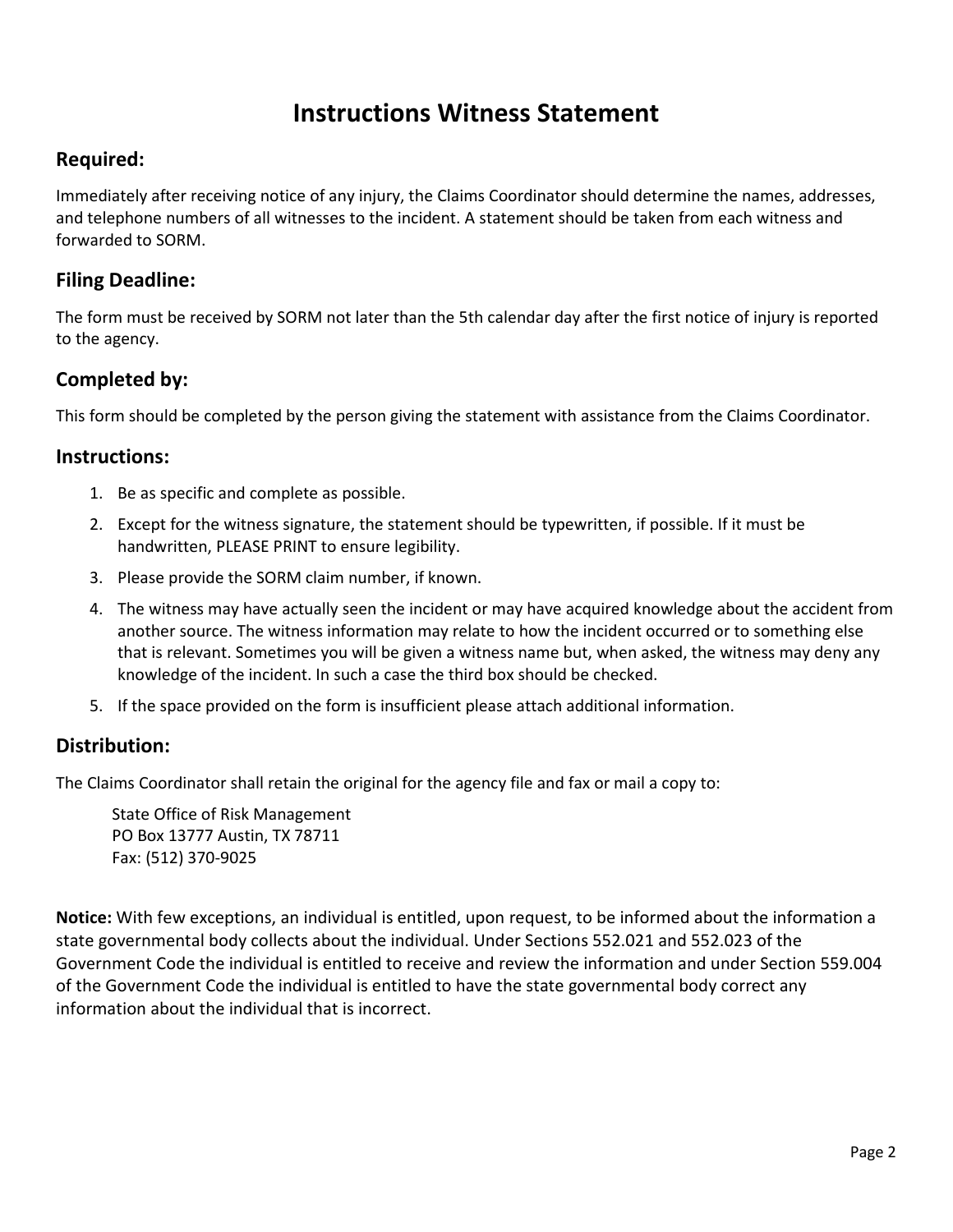# Instructions Witness Statement

## Required:

Immediately after receiving notice of any injury, the Claims Coordinator should determine the names, addresses, and telephone numbers of all witnesses to the incident. A statement should be taken from each witness and forwarded to SORM.

## Filing Deadline:

The form must be received by SORM not later than the 5th calendar day after the first notice of injury is reported to the agency.

## Completed by:

This form should be completed by the person giving the statement with assistance from the Claims Coordinator.

## Instructions:

1. Be as specific and complete as possible.
2. Except for the witness signature, the statement should be typewritten, if possible. If it must be handwritten, PLEASE PRINT to ensure legibility.
3. Please provide the SORM claim number, if known.
4. The witness may have actually seen the incident or may have acquired knowledge about the accident from another source. The witness information may relate to how the incident occurred or to something else that is relevant. Sometimes you will be given a witness name but, when asked, the witness may deny any knowledge of the incident. In such a case the third box should be checked.
5. If the space provided on the form is insufficient please attach additional information.

## Distribution:

The Claims Coordinator shall retain the original for the agency file and fax or mail a copy to:

State Office of Risk Management
PO Box 13777 Austin, TX 78711
Fax: (512) 370-9025

**Notice:** With few exceptions, an individual is entitled, upon request, to be informed about the information a state governmental body collects about the individual. Under Sections 552.021 and 552.023 of the Government Code the individual is entitled to receive and review the information and under Section 559.004 of the Government Code the individual is entitled to have the state governmental body correct any information about the individual that is incorrect.